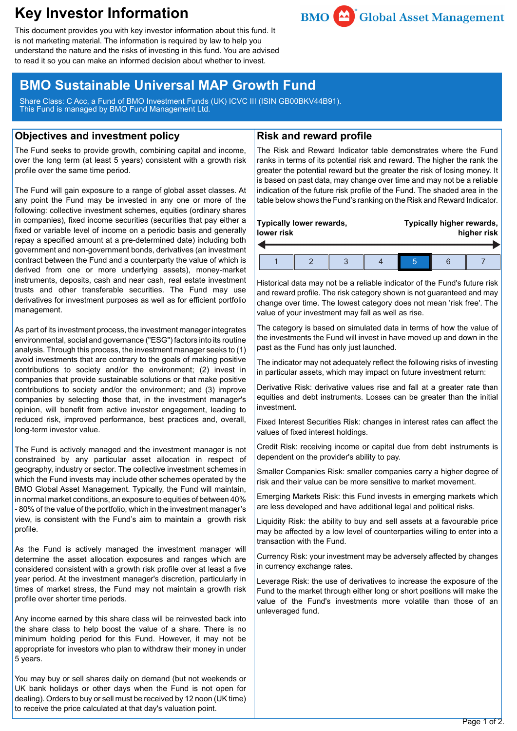# Key Investor Information

This document provides you with key investor information about this fund. It is not marketing material. The information is required by law to help you understand the nature and the risks of investing in this fund. You are advised to read it so you can make an informed decision about whether to invest.

## BMO Sustainable Universal MAP Growth Fund

Share Class: C Acc, a Fund of BMO Investment Funds (UK) ICVC III (ISIN GB00BKV44B91).
This Fund is managed by BMO Fund Management Ltd.

## Objectives and investment policy

The Fund seeks to provide growth, combining capital and income, over the long term (at least 5 years) consistent with a growth risk profile over the same time period.

The Fund will gain exposure to a range of global asset classes. At any point the Fund may be invested in any one or more of the following: collective investment schemes, equities (ordinary shares in companies), fixed income securities (securities that pay either a fixed or variable level of income on a periodic basis and generally repay a specified amount at a pre-determined date) including both government and non-government bonds, derivatives (an investment contract between the Fund and a counterparty the value of which is derived from one or more underlying assets), money-market instruments, deposits, cash and near cash, real estate investment trusts and other transferable securities. The Fund may use derivatives for investment purposes as well as for efficient portfolio management.

As part of its investment process, the investment manager integrates environmental, social and governance ("ESG") factors into its routine analysis. Through this process, the investment manager seeks to (1) avoid investments that are contrary to the goals of making positive contributions to society and/or the environment; (2) invest in companies that provide sustainable solutions or that make positive contributions to society and/or the environment; and (3) improve companies by selecting those that, in the investment manager's opinion, will benefit from active investor engagement, leading to reduced risk, improved performance, best practices and, overall, long-term investor value.

The Fund is actively managed and the investment manager is not constrained by any particular asset allocation in respect of geography, industry or sector. The collective investment schemes in which the Fund invests may include other schemes operated by the BMO Global Asset Management. Typically, the Fund will maintain, in normal market conditions, an exposure to equities of between 40% - 80% of the value of the portfolio, which in the investment manager's view, is consistent with the Fund's aim to maintain a growth risk profile.

As the Fund is actively managed the investment manager will determine the asset allocation exposures and ranges which are considered consistent with a growth risk profile over at least a five year period. At the investment manager's discretion, particularly in times of market stress, the Fund may not maintain a growth risk profile over shorter time periods.

Any income earned by this share class will be reinvested back into the share class to help boost the value of a share. There is no minimum holding period for this Fund. However, it may not be appropriate for investors who plan to withdraw their money in under 5 years.

You may buy or sell shares daily on demand (but not weekends or UK bank holidays or other days when the Fund is not open for dealing). Orders to buy or sell must be received by 12 noon (UK time) to receive the price calculated at that day's valuation point.

## Risk and reward profile

The Risk and Reward Indicator table demonstrates where the Fund ranks in terms of its potential risk and reward. The higher the rank the greater the potential reward but the greater the risk of losing money. It is based on past data, may change over time and may not be a reliable indication of the future risk profile of the Fund. The shaded area in the table below shows the Fund's ranking on the Risk and Reward Indicator.

**Typically lower rewards, lower risk** ← → **Typically higher rewards, higher risk**

| 1 | 2 | 3 | 4 | **5** | 6 | 7 |
|---|---|---|---|---|---|---|

Historical data may not be a reliable indicator of the Fund's future risk and reward profile. The risk category shown is not guaranteed and may change over time. The lowest category does not mean 'risk free'. The value of your investment may fall as well as rise.

The category is based on simulated data in terms of how the value of the investments the Fund will invest in have moved up and down in the past as the Fund has only just launched.

The indicator may not adequately reflect the following risks of investing in particular assets, which may impact on future investment return:

Derivative Risk: derivative values rise and fall at a greater rate than equities and debt instruments. Losses can be greater than the initial investment.

Fixed Interest Securities Risk: changes in interest rates can affect the values of fixed interest holdings.

Credit Risk: receiving income or capital due from debt instruments is dependent on the provider's ability to pay.

Smaller Companies Risk: smaller companies carry a higher degree of risk and their value can be more sensitive to market movement.

Emerging Markets Risk: this Fund invests in emerging markets which are less developed and have additional legal and political risks.

Liquidity Risk: the ability to buy and sell assets at a favourable price may be affected by a low level of counterparties willing to enter into a transaction with the Fund.

Currency Risk: your investment may be adversely affected by changes in currency exchange rates.

Leverage Risk: the use of derivatives to increase the exposure of the Fund to the market through either long or short positions will make the value of the Fund's investments more volatile than those of an unleveraged fund.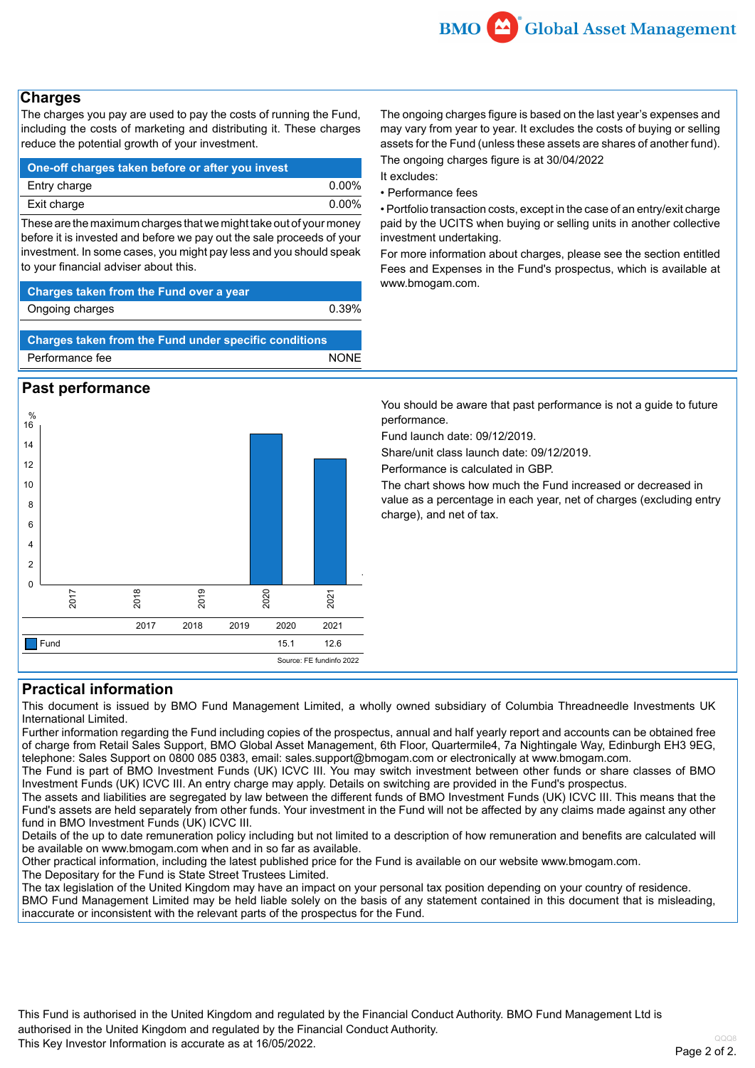## Charges

The charges you pay are used to pay the costs of running the Fund, including the costs of marketing and distributing it. These charges reduce the potential growth of your investment.

| One-off charges taken before or after you invest | |
|---|---|
| Entry charge | 0.00% |
| Exit charge | 0.00% |

These are the maximum charges that we might take out of your money before it is invested and before we pay out the sale proceeds of your investment. In some cases, you might pay less and you should speak to your financial adviser about this.

| Charges taken from the Fund over a year | |
|---|---|
| Ongoing charges | 0.39% |

| Charges taken from the Fund under specific conditions | |
|---|---|
| Performance fee | NONE |

The ongoing charges figure is based on the last year's expenses and may vary from year to year. It excludes the costs of buying or selling assets for the Fund (unless these assets are shares of another fund).

The ongoing charges figure is at 30/04/2022

It excludes:

- Performance fees
- Portfolio transaction costs, except in the case of an entry/exit charge paid by the UCITS when buying or selling units in another collective investment undertaking.

For more information about charges, please see the section entitled Fees and Expenses in the Fund's prospectus, which is available at www.bmogam.com.

## Past performance

%
16
14
12
10
8
6
4
2
0
2017 2018 2019 2020 2021

| | 2017 | 2018 | 2019 | 2020 | 2021 |
|---|---|---|---|---|---|
| Fund | | | | 15.1 | 12.6 |

Source: FE fundinfo 2022

You should be aware that past performance is not a guide to future performance.

Fund launch date: 09/12/2019.

Share/unit class launch date: 09/12/2019.

Performance is calculated in GBP.

The chart shows how much the Fund increased or decreased in value as a percentage in each year, net of charges (excluding entry charge), and net of tax.

## Practical information

This document is issued by BMO Fund Management Limited, a wholly owned subsidiary of Columbia Threadneedle Investments UK International Limited.

Further information regarding the Fund including copies of the prospectus, annual and half yearly report and accounts can be obtained free of charge from Retail Sales Support, BMO Global Asset Management, 6th Floor, Quartermile4, 7a Nightingale Way, Edinburgh EH3 9EG, telephone: Sales Support on 0800 085 0383, email: sales.support@bmogam.com or electronically at www.bmogam.com.

The Fund is part of BMO Investment Funds (UK) ICVC III. You may switch investment between other funds or share classes of BMO Investment Funds (UK) ICVC III. An entry charge may apply. Details on switching are provided in the Fund's prospectus.

The assets and liabilities are segregated by law between the different funds of BMO Investment Funds (UK) ICVC III. This means that the Fund's assets are held separately from other funds. Your investment in the Fund will not be affected by any claims made against any other fund in BMO Investment Funds (UK) ICVC III.

Details of the up to date remuneration policy including but not limited to a description of how remuneration and benefits are calculated will be available on www.bmogam.com when and in so far as available.

Other practical information, including the latest published price for the Fund is available on our website www.bmogam.com.

The Depositary for the Fund is State Street Trustees Limited.

The tax legislation of the United Kingdom may have an impact on your personal tax position depending on your country of residence.

BMO Fund Management Limited may be held liable solely on the basis of any statement contained in this document that is misleading, inaccurate or inconsistent with the relevant parts of the prospectus for the Fund.

This Fund is authorised in the United Kingdom and regulated by the Financial Conduct Authority. BMO Fund Management Ltd is authorised in the United Kingdom and regulated by the Financial Conduct Authority.

This Key Investor Information is accurate as at 16/05/2022.